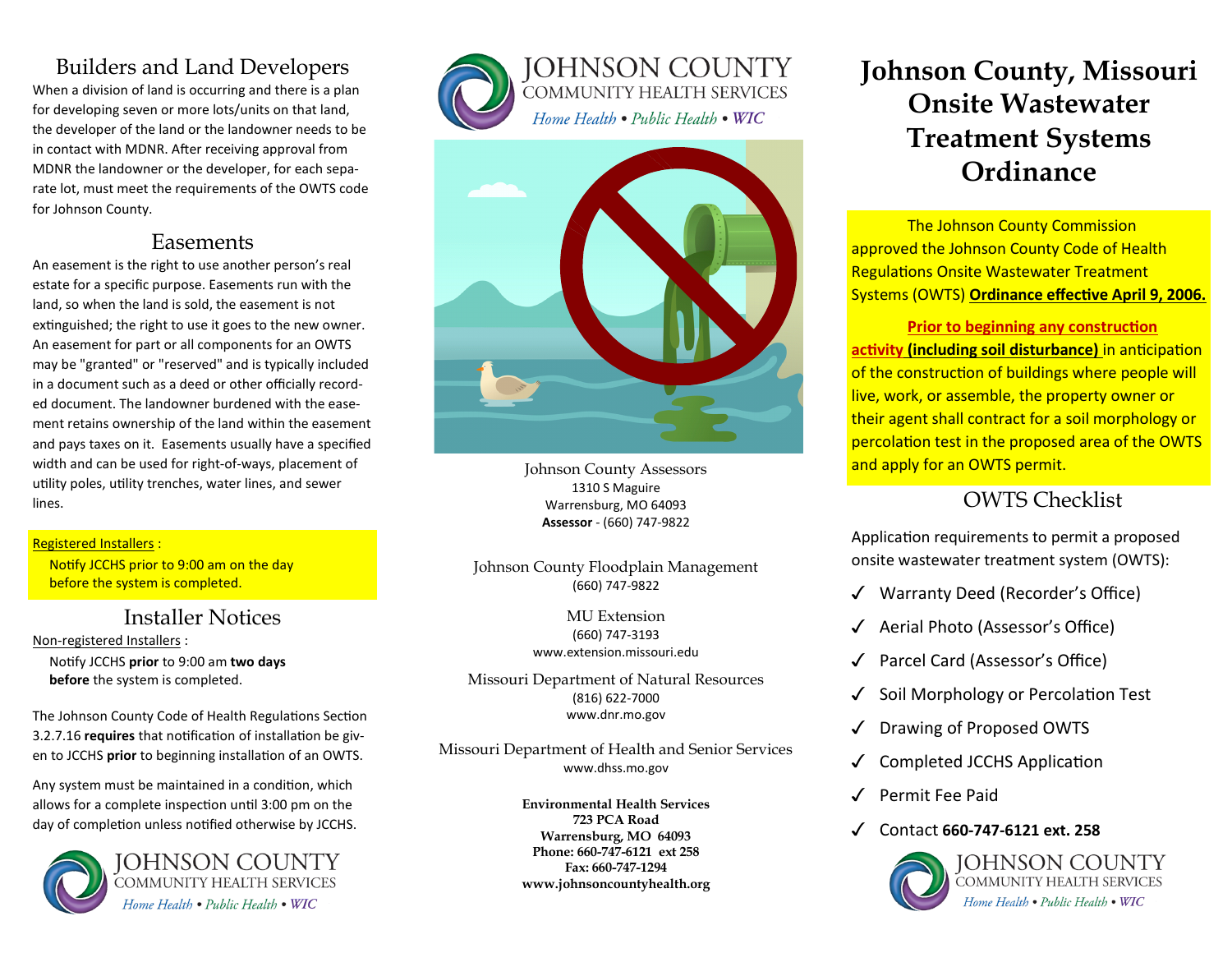## Builders and Land Developers

When a division of land is occurring and there is a plan for developing seven or more lots/units on that land, the developer of the land or the landowner needs to be in contact with MDNR. After receiving approval from MDNR the landowner or the developer, for each separate lot, must meet the requirements of the OWTS code for Johnson County.

## Easements

An easement is the right to use another person's real estate for a specific purpose. Easements run with the land, so when the land is sold, the easement is not extinguished; the right to use it goes to the new owner. An easement for part or all components for an OWTS may be "granted" or "reserved" and is typically included in a document such as a deed or other officially recorded document. The landowner burdened with the easement retains ownership of the land within the easement and pays taxes on it. Easements usually have a specified width and can be used for right-of-ways, placement of utility poles, utility trenches, water lines, and sewer lines.

Registered Installers :

Notify JCCHS prior to 9:00 am on the day before the system is completed.

## Installer Notices

Non-registered Installers :

Notify JCCHS **prior** to 9:00 am **two days before** the system is completed.

The Johnson County Code of Health Regulations Section 3.2.7.16 **requires** that notification of installation be given to JCCHS **prior** to beginning installation of an OWTS.

Any system must be maintained in a condition, which allows for a complete inspection until 3:00 pm on the day of completion unless notified otherwise by JCCHS.

JOHNSON COUNTY
COMMUNITY HEALTH SERVICES
*Home Health • Public Health • WIC*

---

JOHNSON COUNTY
COMMUNITY HEALTH SERVICES
*Home Health • Public Health • WIC*

Johnson County Assessors
1310 S Maguire
Warrensburg, MO 64093
**Assessor** - (660) 747-9822

Johnson County Floodplain Management
(660) 747-9822

MU Extension
(660) 747-3193
www.extension.missouri.edu

Missouri Department of Natural Resources
(816) 622-7000
www.dnr.mo.gov

Missouri Department of Health and Senior Services
www.dhss.mo.gov

**Environmental Health Services**
**723 PCA Road**
**Warrensburg, MO 64093**
**Phone: 660-747-6121 ext 258**
**Fax: 660-747-1294**
**www.johnsoncountyhealth.org**

---

# Johnson County, Missouri Onsite Wastewater Treatment Systems Ordinance

The Johnson County Commission approved the Johnson County Code of Health Regulations Onsite Wastewater Treatment Systems (OWTS) **Ordinance effective April 9, 2006.**

**Prior to beginning any construction activity (including soil disturbance)** in anticipation of the construction of buildings where people will live, work, or assemble, the property owner or their agent shall contract for a soil morphology or percolation test in the proposed area of the OWTS and apply for an OWTS permit.

## OWTS Checklist

Application requirements to permit a proposed onsite wastewater treatment system (OWTS):

- ✓ Warranty Deed (Recorder's Office)
- ✓ Aerial Photo (Assessor's Office)
- ✓ Parcel Card (Assessor's Office)
- ✓ Soil Morphology or Percolation Test
- ✓ Drawing of Proposed OWTS
- ✓ Completed JCCHS Application
- ✓ Permit Fee Paid
- ✓ Contact **660-747-6121 ext. 258**

JOHNSON COUNTY
COMMUNITY HEALTH SERVICES
*Home Health • Public Health • WIC*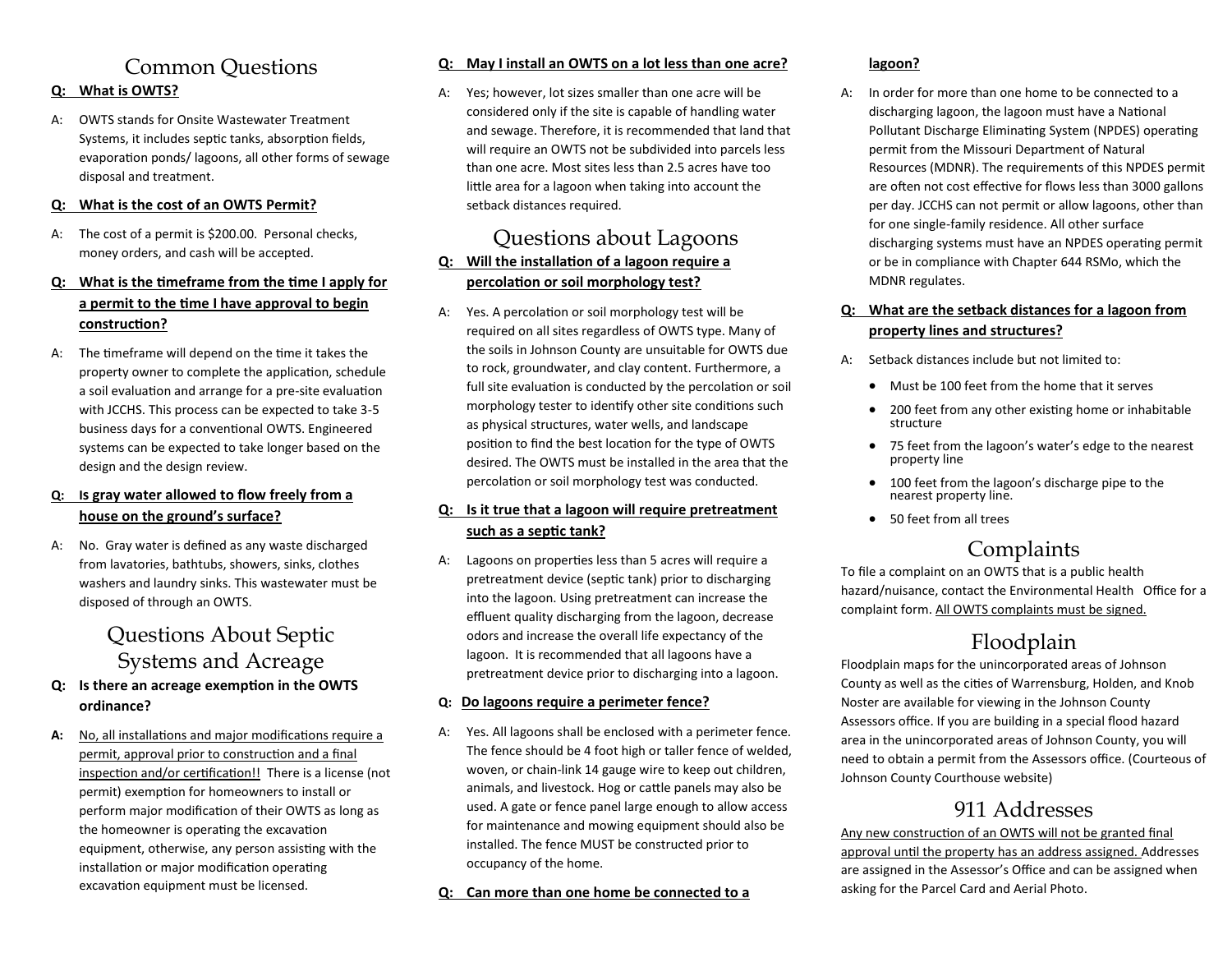## Common Questions

**Q: What is OWTS?**

A: OWTS stands for Onsite Wastewater Treatment Systems, it includes septic tanks, absorption fields, evaporation ponds/ lagoons, all other forms of sewage disposal and treatment.

**Q: What is the cost of an OWTS Permit?**

A: The cost of a permit is $200.00. Personal checks, money orders, and cash will be accepted.

**Q: What is the timeframe from the time I apply for a permit to the time I have approval to begin construction?**

A: The timeframe will depend on the time it takes the property owner to complete the application, schedule a soil evaluation and arrange for a pre-site evaluation with JCCHS. This process can be expected to take 3-5 business days for a conventional OWTS. Engineered systems can be expected to take longer based on the design and the design review.

**Q: Is gray water allowed to flow freely from a house on the ground's surface?**

A: No. Gray water is defined as any waste discharged from lavatories, bathtubs, showers, sinks, clothes washers and laundry sinks. This wastewater must be disposed of through an OWTS.

## Questions About Septic Systems and Acreage

**Q: Is there an acreage exemption in the OWTS ordinance?**

**A:** No, all installations and major modifications require a permit, approval prior to construction and a final inspection and/or certification!! There is a license (not permit) exemption for homeowners to install or perform major modification of their OWTS as long as the homeowner is operating the excavation equipment, otherwise, any person assisting with the installation or major modification operating excavation equipment must be licensed.

**Q: May I install an OWTS on a lot less than one acre?**

A: Yes; however, lot sizes smaller than one acre will be considered only if the site is capable of handling water and sewage. Therefore, it is recommended that land that will require an OWTS not be subdivided into parcels less than one acre. Most sites less than 2.5 acres have too little area for a lagoon when taking into account the setback distances required.

## Questions about Lagoons

**Q: Will the installation of a lagoon require a percolation or soil morphology test?**

A: Yes. A percolation or soil morphology test will be required on all sites regardless of OWTS type. Many of the soils in Johnson County are unsuitable for OWTS due to rock, groundwater, and clay content. Furthermore, a full site evaluation is conducted by the percolation or soil morphology tester to identify other site conditions such as physical structures, water wells, and landscape position to find the best location for the type of OWTS desired. The OWTS must be installed in the area that the percolation or soil morphology test was conducted.

**Q: Is it true that a lagoon will require pretreatment such as a septic tank?**

A: Lagoons on properties less than 5 acres will require a pretreatment device (septic tank) prior to discharging into the lagoon. Using pretreatment can increase the effluent quality discharging from the lagoon, decrease odors and increase the overall life expectancy of the lagoon. It is recommended that all lagoons have a pretreatment device prior to discharging into a lagoon.

**Q: Do lagoons require a perimeter fence?**

A: Yes. All lagoons shall be enclosed with a perimeter fence. The fence should be 4 foot high or taller fence of welded, woven, or chain-link 14 gauge wire to keep out children, animals, and livestock. Hog or cattle panels may also be used. A gate or fence panel large enough to allow access for maintenance and mowing equipment should also be installed. The fence MUST be constructed prior to occupancy of the home.

**Q: Can more than one home be connected to a lagoon?**

A: In order for more than one home to be connected to a discharging lagoon, the lagoon must have a National Pollutant Discharge Eliminating System (NPDES) operating permit from the Missouri Department of Natural Resources (MDNR). The requirements of this NPDES permit are often not cost effective for flows less than 3000 gallons per day. JCCHS can not permit or allow lagoons, other than for one single-family residence. All other surface discharging systems must have an NPDES operating permit or be in compliance with Chapter 644 RSMo, which the MDNR regulates.

**Q: What are the setback distances for a lagoon from property lines and structures?**

A: Setback distances include but not limited to:

- Must be 100 feet from the home that it serves
- 200 feet from any other existing home or inhabitable structure
- 75 feet from the lagoon's water's edge to the nearest property line
- 100 feet from the lagoon's discharge pipe to the nearest property line.
- 50 feet from all trees

## Complaints

To file a complaint on an OWTS that is a public health hazard/nuisance, contact the Environmental Health Office for a complaint form. All OWTS complaints must be signed.

## Floodplain

Floodplain maps for the unincorporated areas of Johnson County as well as the cities of Warrensburg, Holden, and Knob Noster are available for viewing in the Johnson County Assessors office. If you are building in a special flood hazard area in the unincorporated areas of Johnson County, you will need to obtain a permit from the Assessors office. (Courteous of Johnson County Courthouse website)

## 911 Addresses

Any new construction of an OWTS will not be granted final approval until the property has an address assigned. Addresses are assigned in the Assessor's Office and can be assigned when asking for the Parcel Card and Aerial Photo.